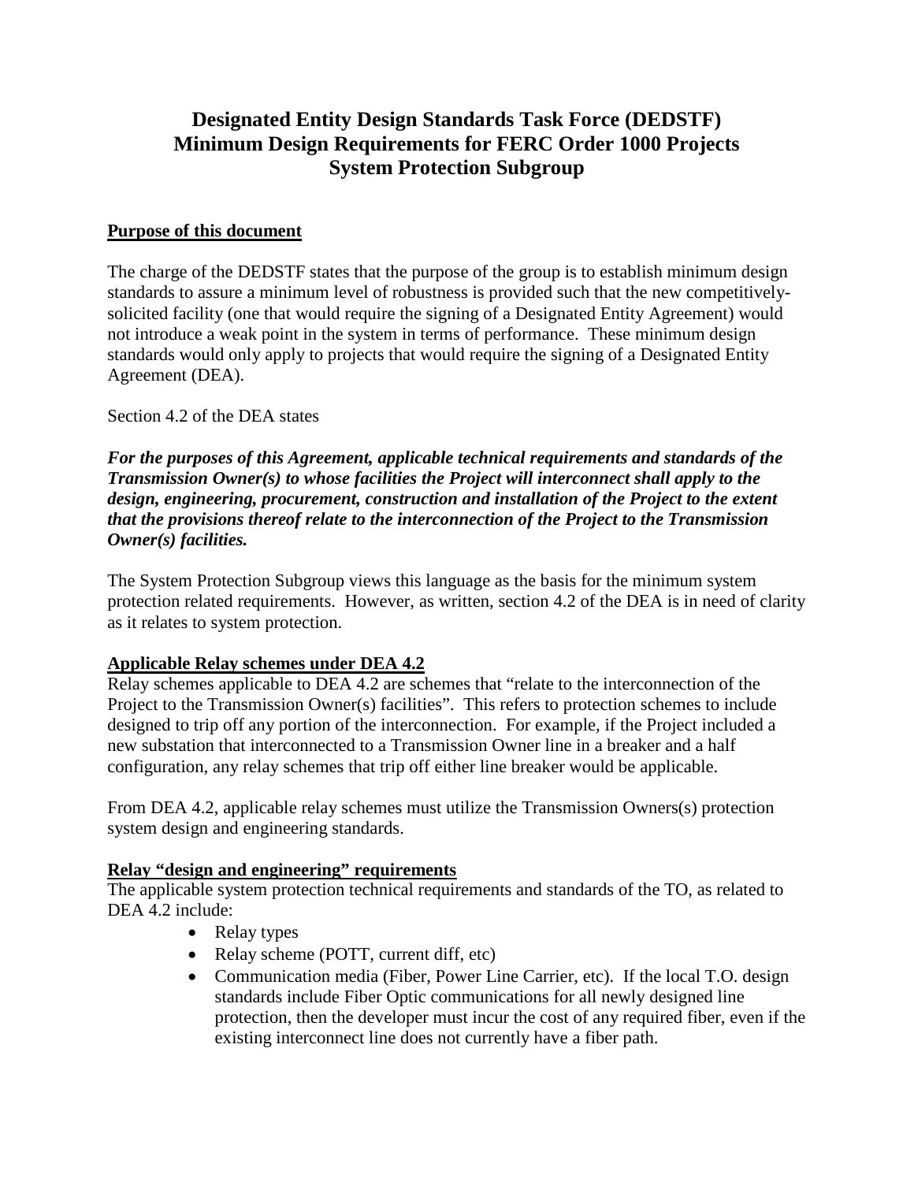# Designated Entity Design Standards Task Force (DEDSTF)
# Minimum Design Requirements for FERC Order 1000 Projects
# System Protection Subgroup

## Purpose of this document

The charge of the DEDSTF states that the purpose of the group is to establish minimum design standards to assure a minimum level of robustness is provided such that the new competitively-solicited facility (one that would require the signing of a Designated Entity Agreement) would not introduce a weak point in the system in terms of performance. These minimum design standards would only apply to projects that would require the signing of a Designated Entity Agreement (DEA).

Section 4.2 of the DEA states

***For the purposes of this Agreement, applicable technical requirements and standards of the Transmission Owner(s) to whose facilities the Project will interconnect shall apply to the design, engineering, procurement, construction and installation of the Project to the extent that the provisions thereof relate to the interconnection of the Project to the Transmission Owner(s) facilities.***

The System Protection Subgroup views this language as the basis for the minimum system protection related requirements. However, as written, section 4.2 of the DEA is in need of clarity as it relates to system protection.

## Applicable Relay schemes under DEA 4.2

Relay schemes applicable to DEA 4.2 are schemes that "relate to the interconnection of the Project to the Transmission Owner(s) facilities". This refers to protection schemes to include designed to trip off any portion of the interconnection. For example, if the Project included a new substation that interconnected to a Transmission Owner line in a breaker and a half configuration, any relay schemes that trip off either line breaker would be applicable.

From DEA 4.2, applicable relay schemes must utilize the Transmission Owners(s) protection system design and engineering standards.

## Relay "design and engineering" requirements

The applicable system protection technical requirements and standards of the TO, as related to DEA 4.2 include:

- Relay types
- Relay scheme (POTT, current diff, etc)
- Communication media (Fiber, Power Line Carrier, etc). If the local T.O. design standards include Fiber Optic communications for all newly designed line protection, then the developer must incur the cost of any required fiber, even if the existing interconnect line does not currently have a fiber path.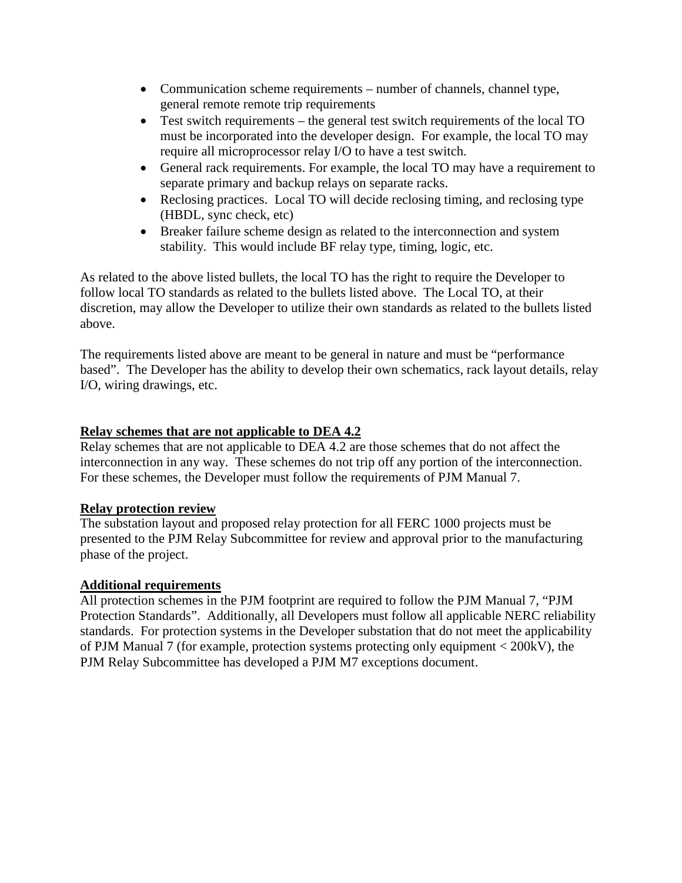- Communication scheme requirements – number of channels, channel type, general remote remote trip requirements
- Test switch requirements – the general test switch requirements of the local TO must be incorporated into the developer design. For example, the local TO may require all microprocessor relay I/O to have a test switch.
- General rack requirements. For example, the local TO may have a requirement to separate primary and backup relays on separate racks.
- Reclosing practices. Local TO will decide reclosing timing, and reclosing type (HBDL, sync check, etc)
- Breaker failure scheme design as related to the interconnection and system stability. This would include BF relay type, timing, logic, etc.

As related to the above listed bullets, the local TO has the right to require the Developer to follow local TO standards as related to the bullets listed above. The Local TO, at their discretion, may allow the Developer to utilize their own standards as related to the bullets listed above.

The requirements listed above are meant to be general in nature and must be "performance based". The Developer has the ability to develop their own schematics, rack layout details, relay I/O, wiring drawings, etc.

**Relay schemes that are not applicable to DEA 4.2**

Relay schemes that are not applicable to DEA 4.2 are those schemes that do not affect the interconnection in any way. These schemes do not trip off any portion of the interconnection. For these schemes, the Developer must follow the requirements of PJM Manual 7.

**Relay protection review**

The substation layout and proposed relay protection for all FERC 1000 projects must be presented to the PJM Relay Subcommittee for review and approval prior to the manufacturing phase of the project.

**Additional requirements**

All protection schemes in the PJM footprint are required to follow the PJM Manual 7, "PJM Protection Standards". Additionally, all Developers must follow all applicable NERC reliability standards. For protection systems in the Developer substation that do not meet the applicability of PJM Manual 7 (for example, protection systems protecting only equipment < 200kV), the PJM Relay Subcommittee has developed a PJM M7 exceptions document.